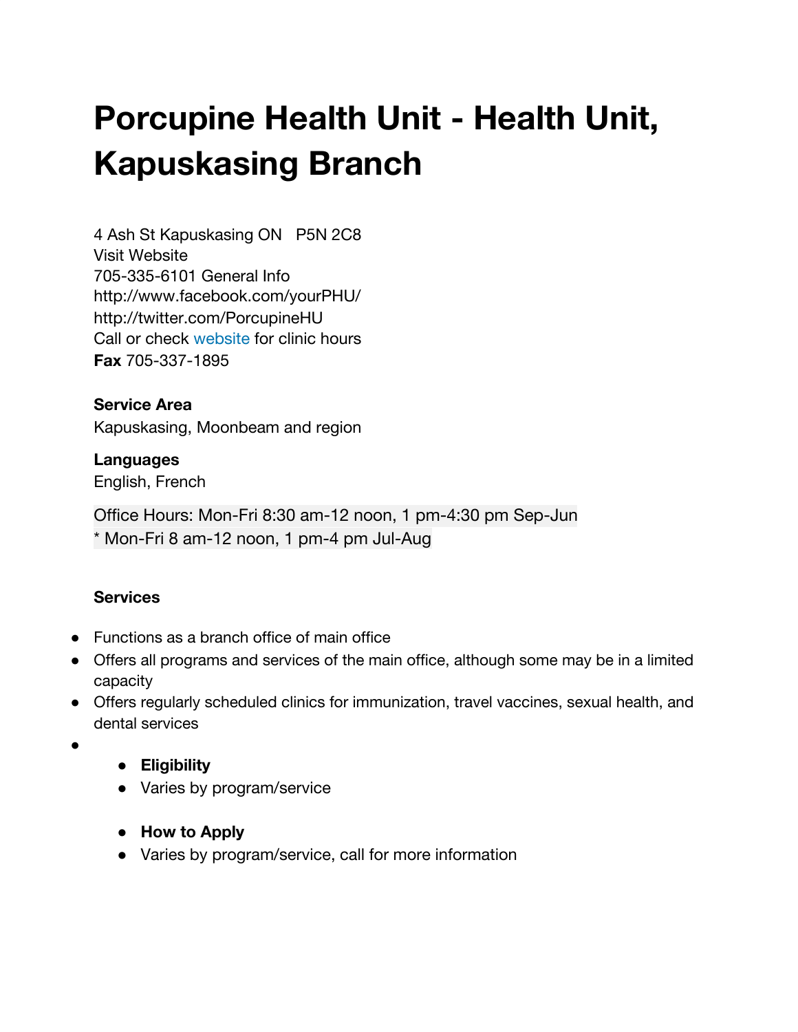# Porcupine Health Unit - Health Unit, Kapuskasing Branch

4 Ash St Kapuskasing ON   P5N 2C8
Visit Website
705-335-6101 General Info
http://www.facebook.com/yourPHU/
http://twitter.com/PorcupineHU
Call or check website for clinic hours
**Fax** 705-337-1895

**Service Area**
Kapuskasing, Moonbeam and region

**Languages**
English, French

Office Hours: Mon-Fri 8:30 am-12 noon, 1 pm-4:30 pm Sep-Jun
* Mon-Fri 8 am-12 noon, 1 pm-4 pm Jul-Aug

**Services**

- Functions as a branch office of main office
- Offers all programs and services of the main office, although some may be in a limited capacity
- Offers regularly scheduled clinics for immunization, travel vaccines, sexual health, and dental services
- 
    - **Eligibility**
    - Varies by program/service

    - **How to Apply**
    - Varies by program/service, call for more information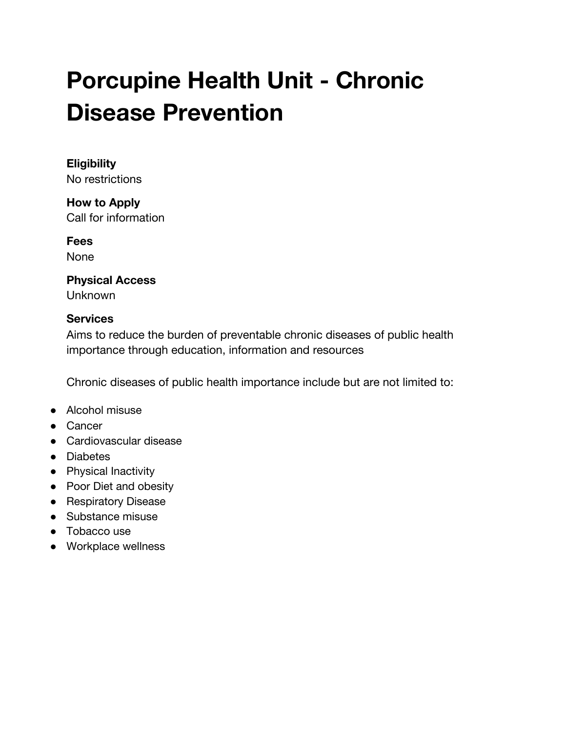# Porcupine Health Unit - Chronic Disease Prevention

**Eligibility**
No restrictions

**How to Apply**
Call for information

**Fees**
None

**Physical Access**
Unknown

**Services**
Aims to reduce the burden of preventable chronic diseases of public health importance through education, information and resources

Chronic diseases of public health importance include but are not limited to:

- Alcohol misuse
- Cancer
- Cardiovascular disease
- Diabetes
- Physical Inactivity
- Poor Diet and obesity
- Respiratory Disease
- Substance misuse
- Tobacco use
- Workplace wellness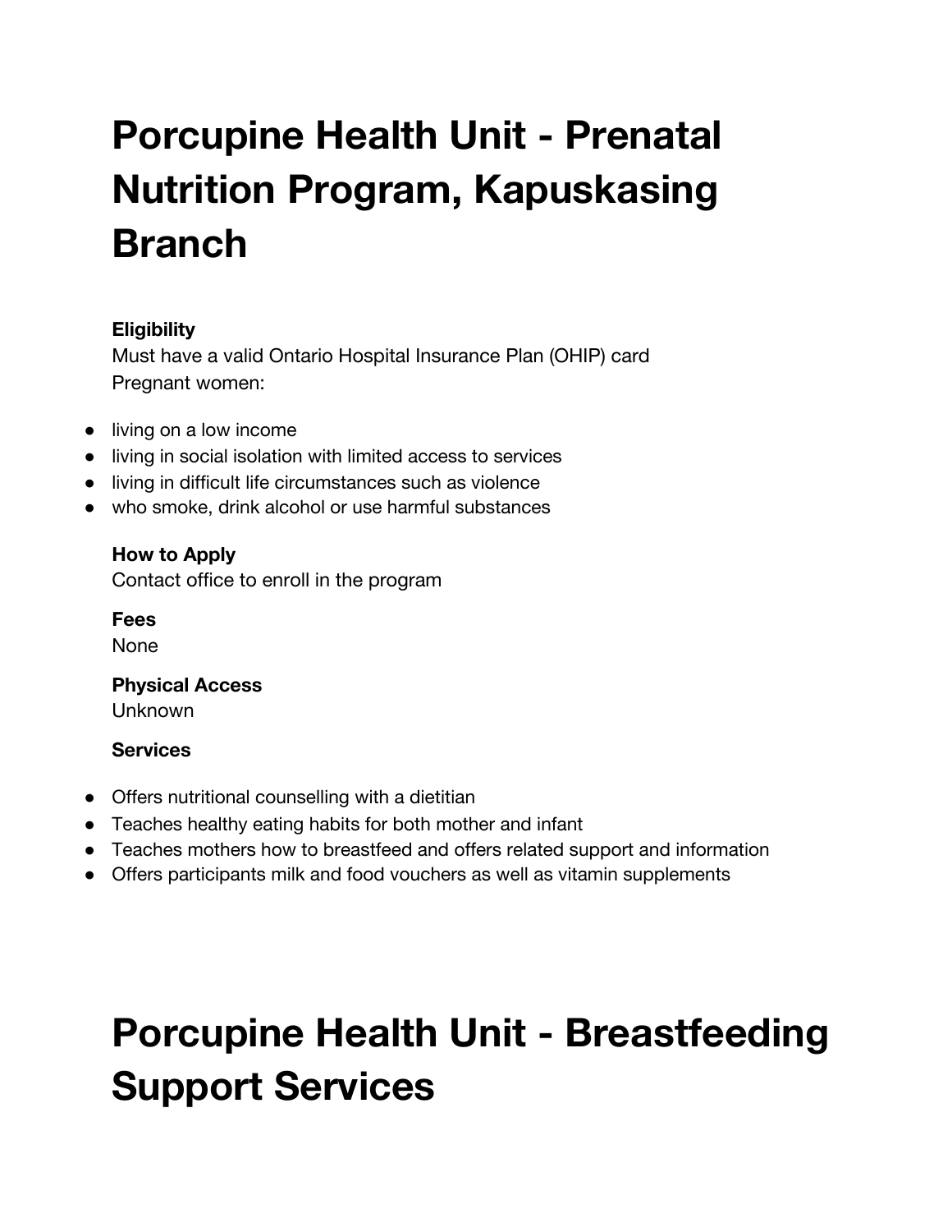# Porcupine Health Unit - Prenatal Nutrition Program, Kapuskasing Branch

**Eligibility**

Must have a valid Ontario Hospital Insurance Plan (OHIP) card

Pregnant women:

- living on a low income
- living in social isolation with limited access to services
- living in difficult life circumstances such as violence
- who smoke, drink alcohol or use harmful substances

**How to Apply**

Contact office to enroll in the program

**Fees**

None

**Physical Access**

Unknown

**Services**

- Offers nutritional counselling with a dietitian
- Teaches healthy eating habits for both mother and infant
- Teaches mothers how to breastfeed and offers related support and information
- Offers participants milk and food vouchers as well as vitamin supplements

# Porcupine Health Unit - Breastfeeding Support Services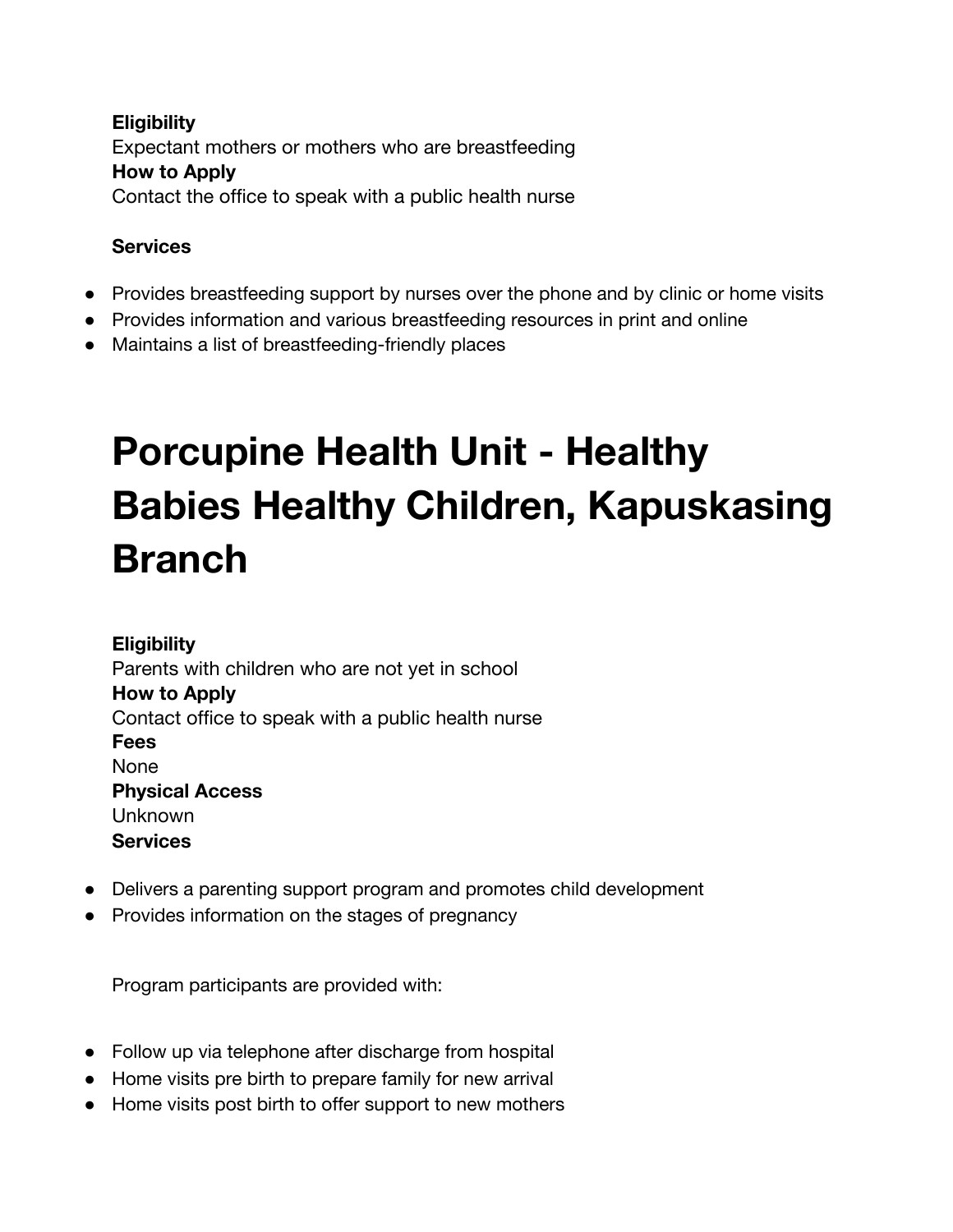**Eligibility**
Expectant mothers or mothers who are breastfeeding
**How to Apply**
Contact the office to speak with a public health nurse

**Services**

- Provides breastfeeding support by nurses over the phone and by clinic or home visits
- Provides information and various breastfeeding resources in print and online
- Maintains a list of breastfeeding-friendly places

# Porcupine Health Unit - Healthy Babies Healthy Children, Kapuskasing Branch

**Eligibility**
Parents with children who are not yet in school
**How to Apply**
Contact office to speak with a public health nurse
**Fees**
None
**Physical Access**
Unknown
**Services**

- Delivers a parenting support program and promotes child development
- Provides information on the stages of pregnancy

Program participants are provided with:

- Follow up via telephone after discharge from hospital
- Home visits pre birth to prepare family for new arrival
- Home visits post birth to offer support to new mothers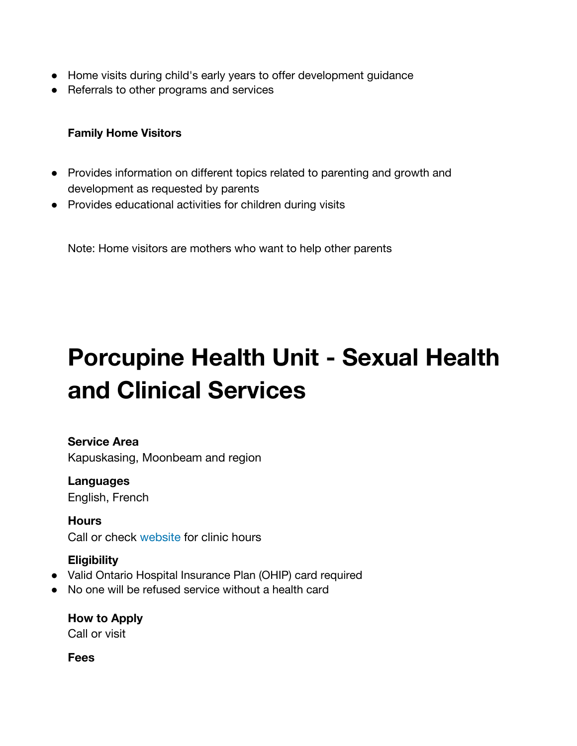- Home visits during child's early years to offer development guidance
- Referrals to other programs and services

**Family Home Visitors**

- Provides information on different topics related to parenting and growth and development as requested by parents
- Provides educational activities for children during visits

Note: Home visitors are mothers who want to help other parents

# Porcupine Health Unit - Sexual Health and Clinical Services

**Service Area**
Kapuskasing, Moonbeam and region

**Languages**
English, French

**Hours**
Call or check website for clinic hours

**Eligibility**

- Valid Ontario Hospital Insurance Plan (OHIP) card required
- No one will be refused service without a health card

**How to Apply**
Call or visit

**Fees**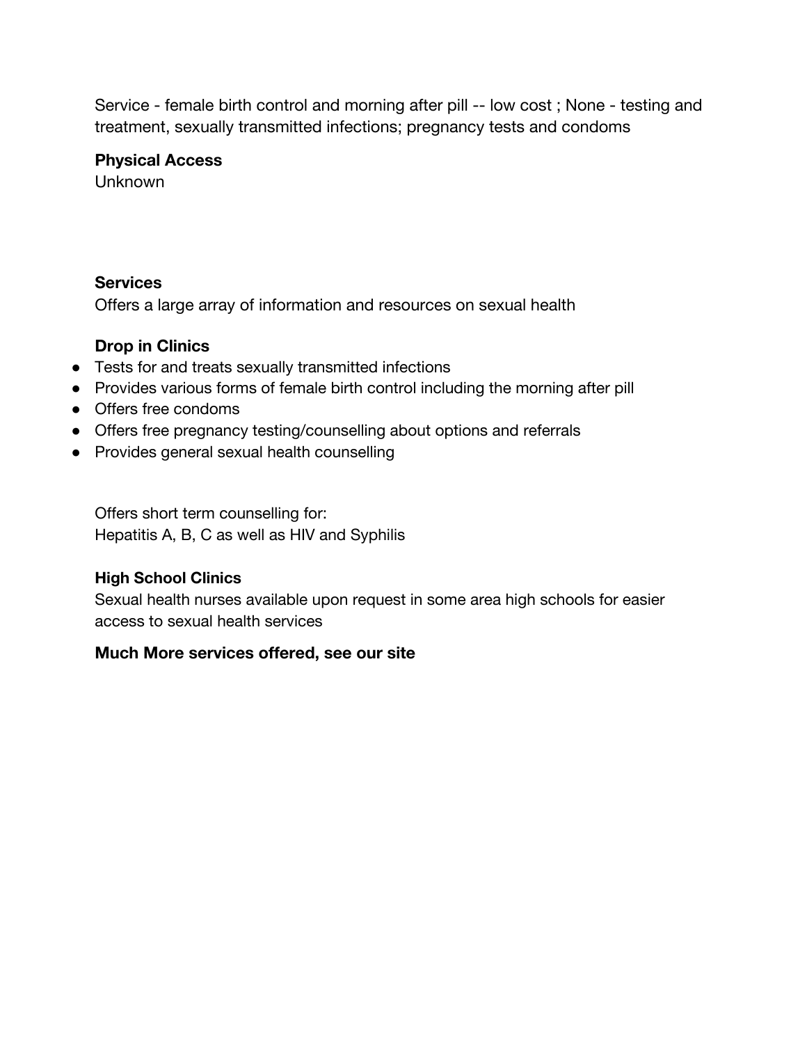Service - female birth control and morning after pill -- low cost ; None - testing and treatment, sexually transmitted infections; pregnancy tests and condoms

**Physical Access**
Unknown

**Services**
Offers a large array of information and resources on sexual health

**Drop in Clinics**

- Tests for and treats sexually transmitted infections
- Provides various forms of female birth control including the morning after pill
- Offers free condoms
- Offers free pregnancy testing/counselling about options and referrals
- Provides general sexual health counselling

Offers short term counselling for:
Hepatitis A, B, C as well as HIV and Syphilis

**High School Clinics**
Sexual health nurses available upon request in some area high schools for easier access to sexual health services

**Much More services offered, see our site**